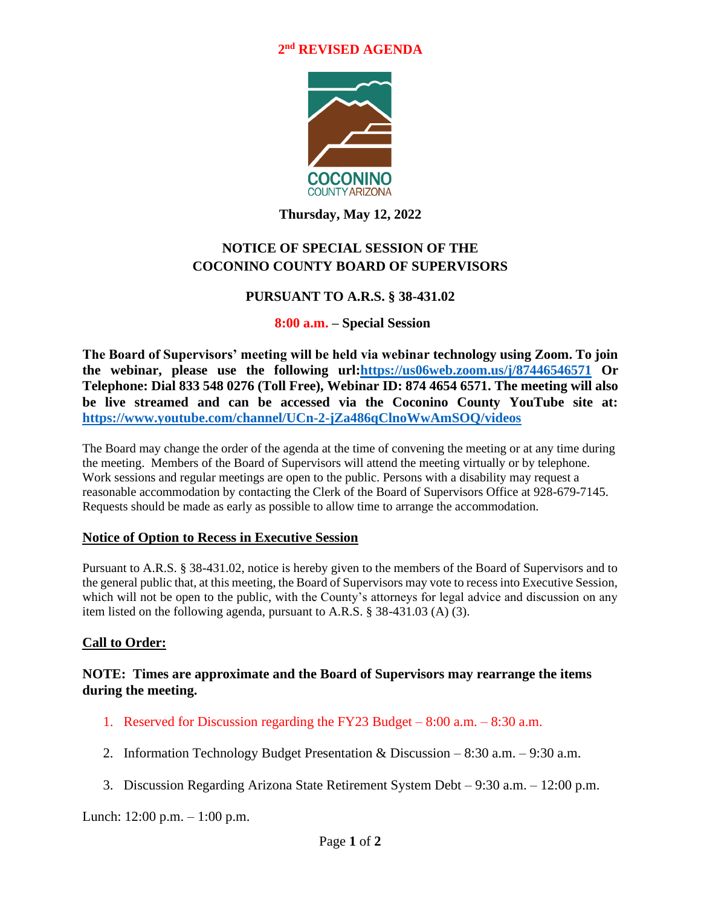**2nd REVISED AGENDA**

COCONINO
COUNTY ARIZONA

**Thursday, May 12, 2022**

# NOTICE OF SPECIAL SESSION OF THE COCONINO COUNTY BOARD OF SUPERVISORS

## PURSUANT TO A.R.S. § 38-431.02

**8:00 a.m. – Special Session**

**The Board of Supervisors' meeting will be held via webinar technology using Zoom. To join the webinar, please use the following url:[https://us06web.zoom.us/j/87446546571](https://us06web.zoom.us/j/87446546571) Or Telephone: Dial 833 548 0276 (Toll Free), Webinar ID: 874 4654 6571. The meeting will also be live streamed and can be accessed via the Coconino County YouTube site at: [https://www.youtube.com/channel/UCn-2-jZa486qClnoWwAmSOQ/videos](https://www.youtube.com/channel/UCn-2-jZa486qClnoWwAmSOQ/videos)**

The Board may change the order of the agenda at the time of convening the meeting or at any time during the meeting. Members of the Board of Supervisors will attend the meeting virtually or by telephone. Work sessions and regular meetings are open to the public. Persons with a disability may request a reasonable accommodation by contacting the Clerk of the Board of Supervisors Office at 928-679-7145. Requests should be made as early as possible to allow time to arrange the accommodation.

**Notice of Option to Recess in Executive Session**

Pursuant to A.R.S. § 38-431.02, notice is hereby given to the members of the Board of Supervisors and to the general public that, at this meeting, the Board of Supervisors may vote to recess into Executive Session, which will not be open to the public, with the County's attorneys for legal advice and discussion on any item listed on the following agenda, pursuant to A.R.S. § 38-431.03 (A) (3).

**Call to Order:**

**NOTE: Times are approximate and the Board of Supervisors may rearrange the items during the meeting.**

1. Reserved for Discussion regarding the FY23 Budget – 8:00 a.m. – 8:30 a.m.
2. Information Technology Budget Presentation & Discussion – 8:30 a.m. – 9:30 a.m.
3. Discussion Regarding Arizona State Retirement System Debt – 9:30 a.m. – 12:00 p.m.

Lunch: 12:00 p.m. – 1:00 p.m.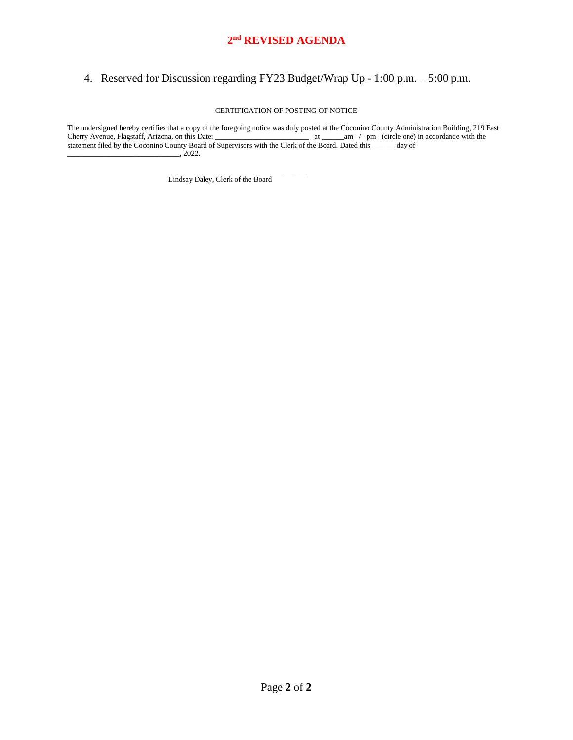# 2nd REVISED AGENDA

4. Reserved for Discussion regarding FY23 Budget/Wrap Up - 1:00 p.m. – 5:00 p.m.

CERTIFICATION OF POSTING OF NOTICE

The undersigned hereby certifies that a copy of the foregoing notice was duly posted at the Coconino County Administration Building, 219 East Cherry Avenue, Flagstaff, Arizona, on this Date: _________________________ at ______am / pm (circle one) in accordance with the statement filed by the Coconino County Board of Supervisors with the Clerk of the Board. Dated this ______ day of ______________________________, 2022.

_____________________________________
Lindsay Daley, Clerk of the Board